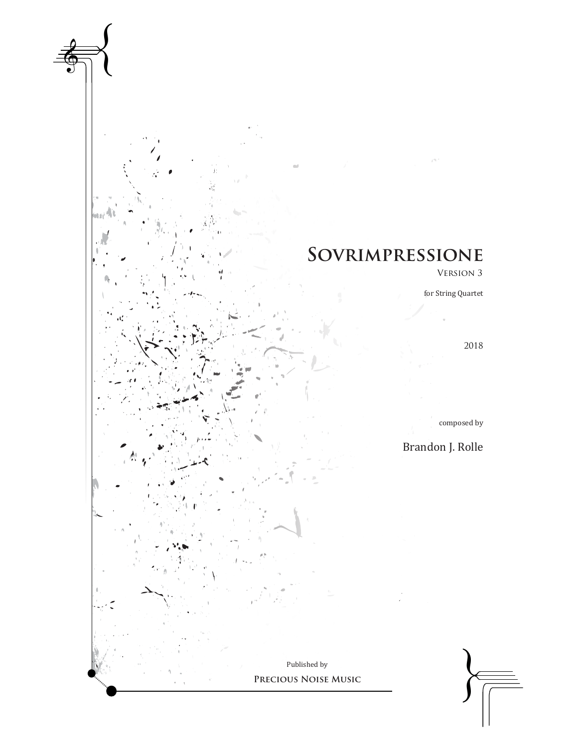# Sovrimpressione

Version 3

for String Quartet

2018

composed by

Brandon J. Rolle

Published by

Precious Noise Music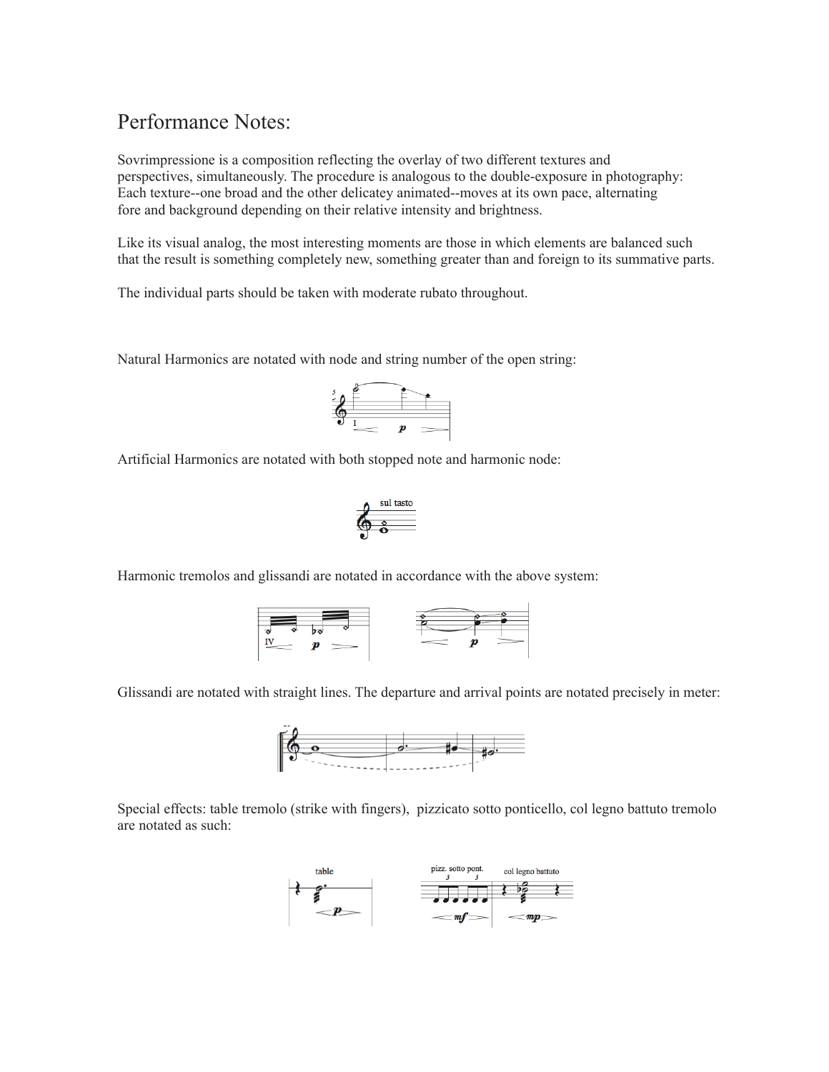# Performance Notes:

Sovrimpressione is a composition reflecting the overlay of two different textures and perspectives, simultaneously. The procedure is analogous to the double-exposure in photography: Each texture--one broad and the other delicatey animated--moves at its own pace, alternating fore and background depending on their relative intensity and brightness.

Like its visual analog, the most interesting moments are those in which elements are balanced such that the result is something completely new, something greater than and foreign to its summative parts.

The individual parts should be taken with moderate rubato throughout.

Natural Harmonics are notated with node and string number of the open string:

Artificial Harmonics are notated with both stopped note and harmonic node:

Harmonic tremolos and glissandi are notated in accordance with the above system:

Glissandi are notated with straight lines. The departure and arrival points are notated precisely in meter:

Special effects: table tremolo (strike with fingers), pizzicato sotto ponticello, col legno battuto tremolo are notated as such: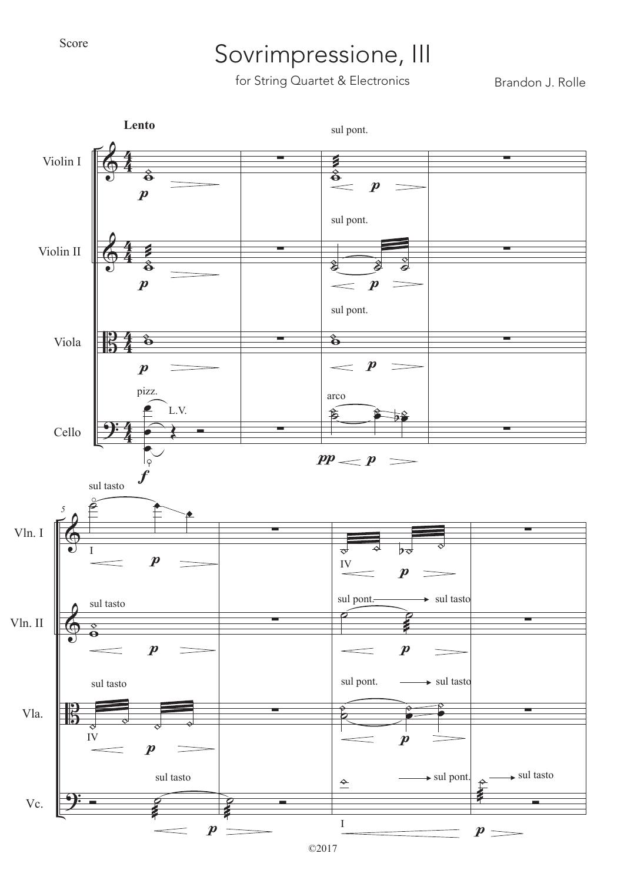Score

# Sovrimpressione, III

for String Quartet & Electronics

Brandon J. Rolle

©2017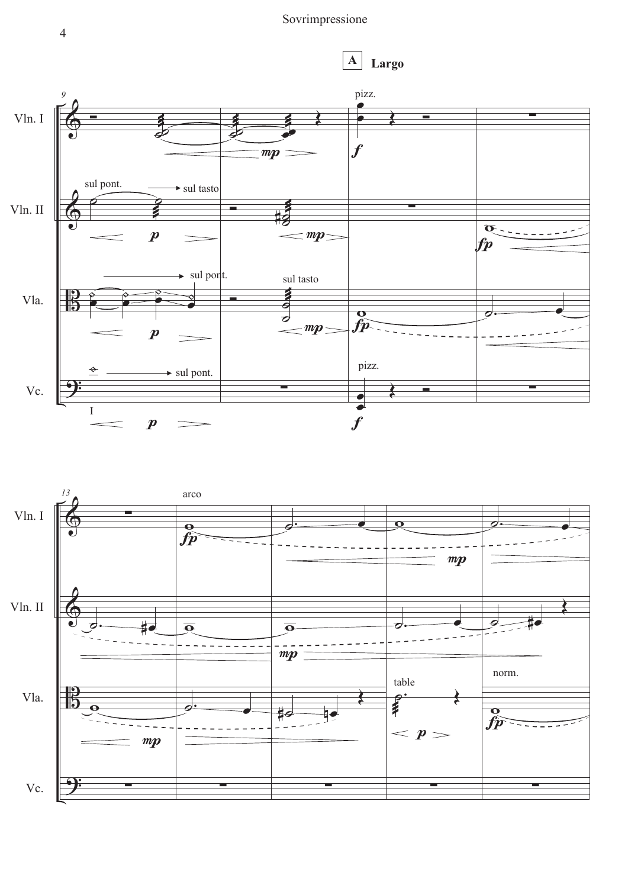**A** **Largo**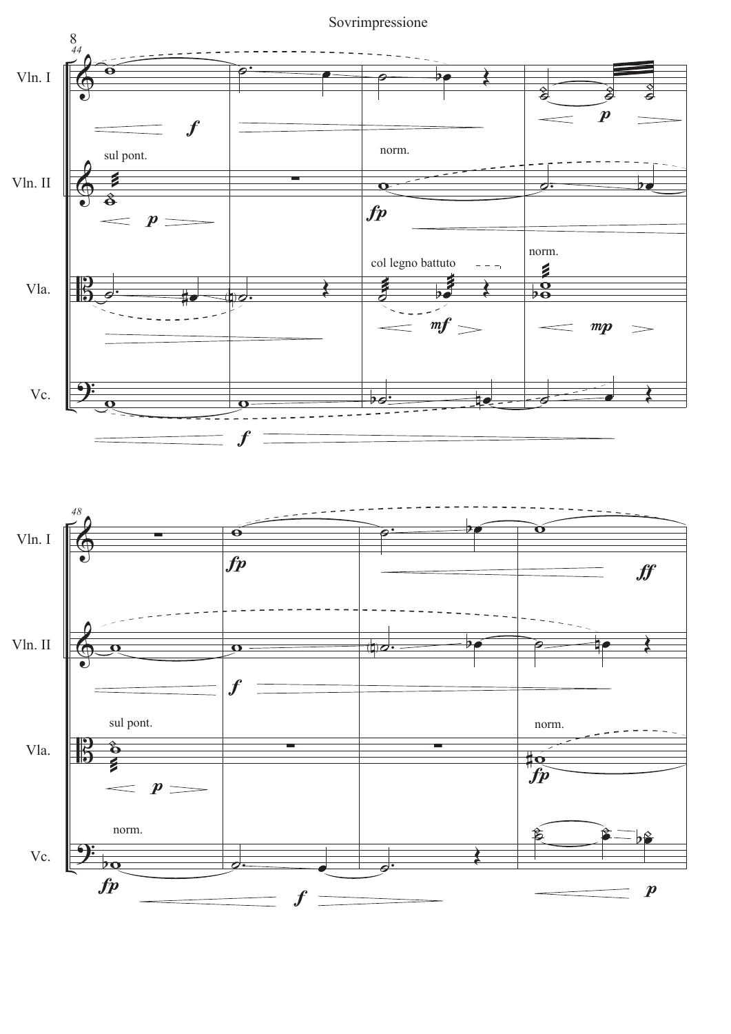44

Vln. I

Vln. II

Vla.

Vc.

*f*

sul pont.

*p*

norm.

*fp*

col legno battuto

*mf*

norm.

*mp*

*p*

*f*

48

Vln. I

Vln. II

Vla.

Vc.

*fp*

*ff*

*f*

sul pont.

*p*

norm.

*fp*

norm.

*fp*

*f*

*p*